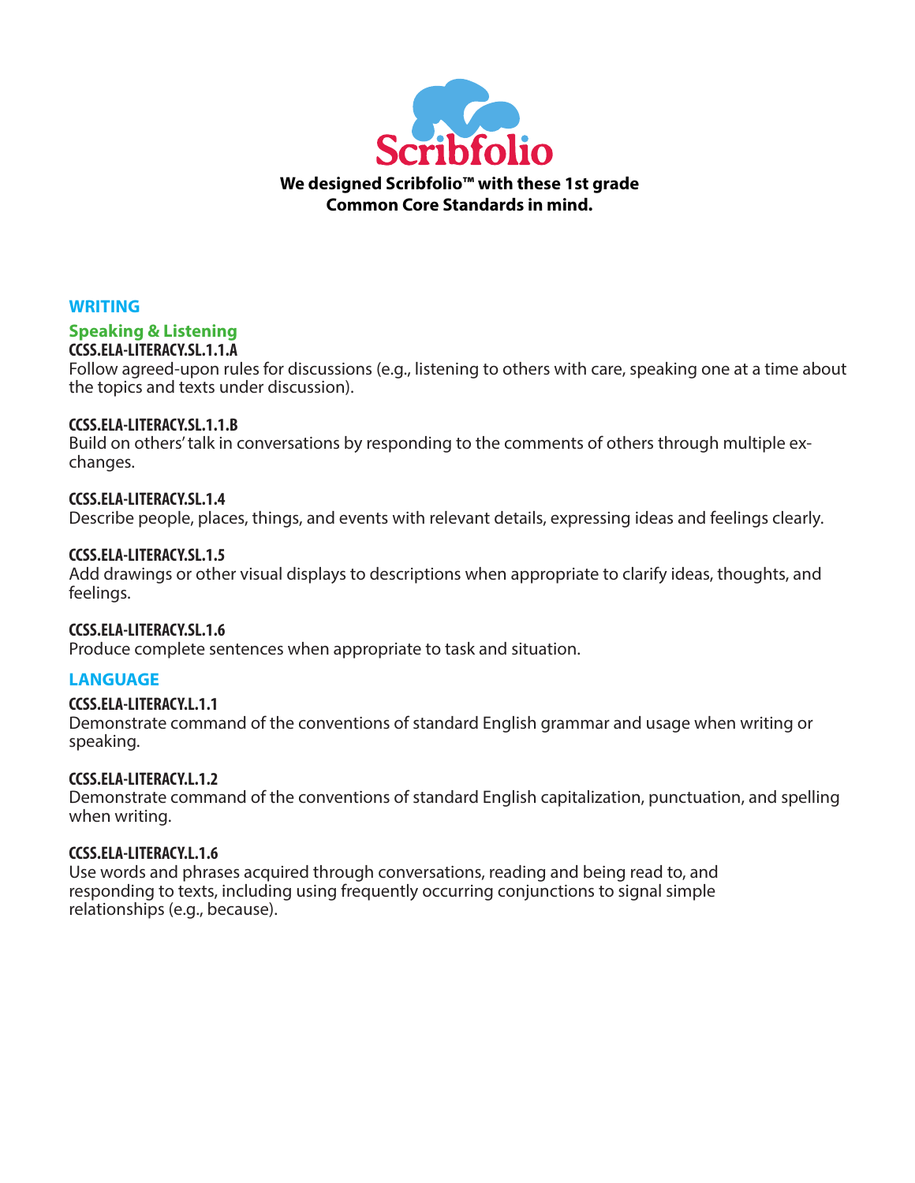# Scribfolio

**We designed Scribfolio™ with these 1st grade Common Core Standards in mind.**

## WRITING

### Speaking & Listening

**CCSS.ELA-LITERACY.SL.1.1.A**
Follow agreed-upon rules for discussions (e.g., listening to others with care, speaking one at a time about the topics and texts under discussion).

**CCSS.ELA-LITERACY.SL.1.1.B**
Build on others' talk in conversations by responding to the comments of others through multiple exchanges.

**CCSS.ELA-LITERACY.SL.1.4**
Describe people, places, things, and events with relevant details, expressing ideas and feelings clearly.

**CCSS.ELA-LITERACY.SL.1.5**
Add drawings or other visual displays to descriptions when appropriate to clarify ideas, thoughts, and feelings.

**CCSS.ELA-LITERACY.SL.1.6**
Produce complete sentences when appropriate to task and situation.

## LANGUAGE

**CCSS.ELA-LITERACY.L.1.1**
Demonstrate command of the conventions of standard English grammar and usage when writing or speaking.

**CCSS.ELA-LITERACY.L.1.2**
Demonstrate command of the conventions of standard English capitalization, punctuation, and spelling when writing.

**CCSS.ELA-LITERACY.L.1.6**
Use words and phrases acquired through conversations, reading and being read to, and responding to texts, including using frequently occurring conjunctions to signal simple relationships (e.g., because).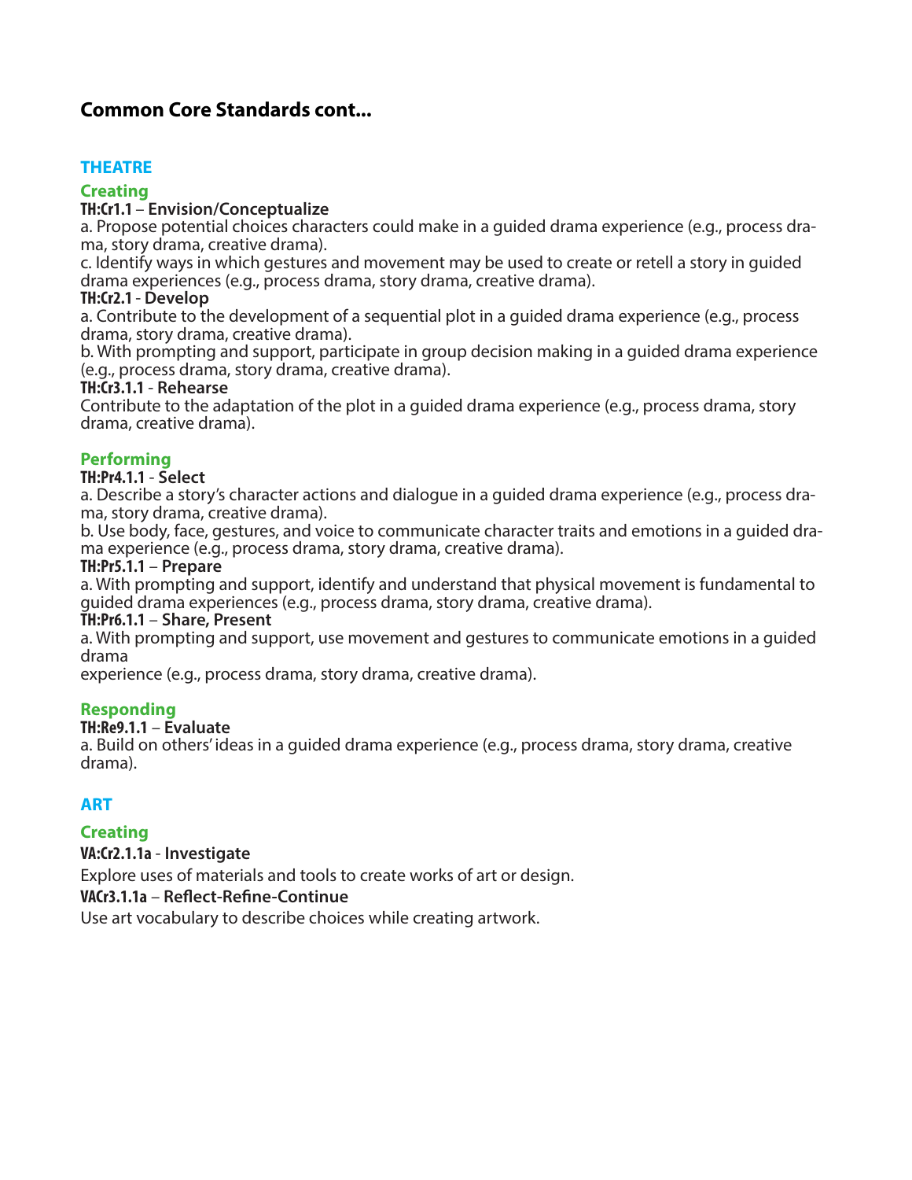## Common Core Standards cont...

### THEATRE

#### Creating

**TH:Cr1.1 – Envision/Conceptualize**

a. Propose potential choices characters could make in a guided drama experience (e.g., process drama, story drama, creative drama).

c. Identify ways in which gestures and movement may be used to create or retell a story in guided drama experiences (e.g., process drama, story drama, creative drama).

**TH:Cr2.1 - Develop**

a. Contribute to the development of a sequential plot in a guided drama experience (e.g., process drama, story drama, creative drama).

b. With prompting and support, participate in group decision making in a guided drama experience (e.g., process drama, story drama, creative drama).

**TH:Cr3.1.1 - Rehearse**

Contribute to the adaptation of the plot in a guided drama experience (e.g., process drama, story drama, creative drama).

#### Performing

**TH:Pr4.1.1 - Select**

a. Describe a story's character actions and dialogue in a guided drama experience (e.g., process drama, story drama, creative drama).

b. Use body, face, gestures, and voice to communicate character traits and emotions in a guided drama experience (e.g., process drama, story drama, creative drama).

**TH:Pr5.1.1 – Prepare**

a. With prompting and support, identify and understand that physical movement is fundamental to guided drama experiences (e.g., process drama, story drama, creative drama).

**TH:Pr6.1.1 – Share, Present**

a. With prompting and support, use movement and gestures to communicate emotions in a guided drama
experience (e.g., process drama, story drama, creative drama).

#### Responding

**TH:Re9.1.1 – Evaluate**

a. Build on others' ideas in a guided drama experience (e.g., process drama, story drama, creative drama).

### ART

#### Creating

**VA:Cr2.1.1a - Investigate**

Explore uses of materials and tools to create works of art or design.

**VACr3.1.1a – Reflect-Refine-Continue**

Use art vocabulary to describe choices while creating artwork.